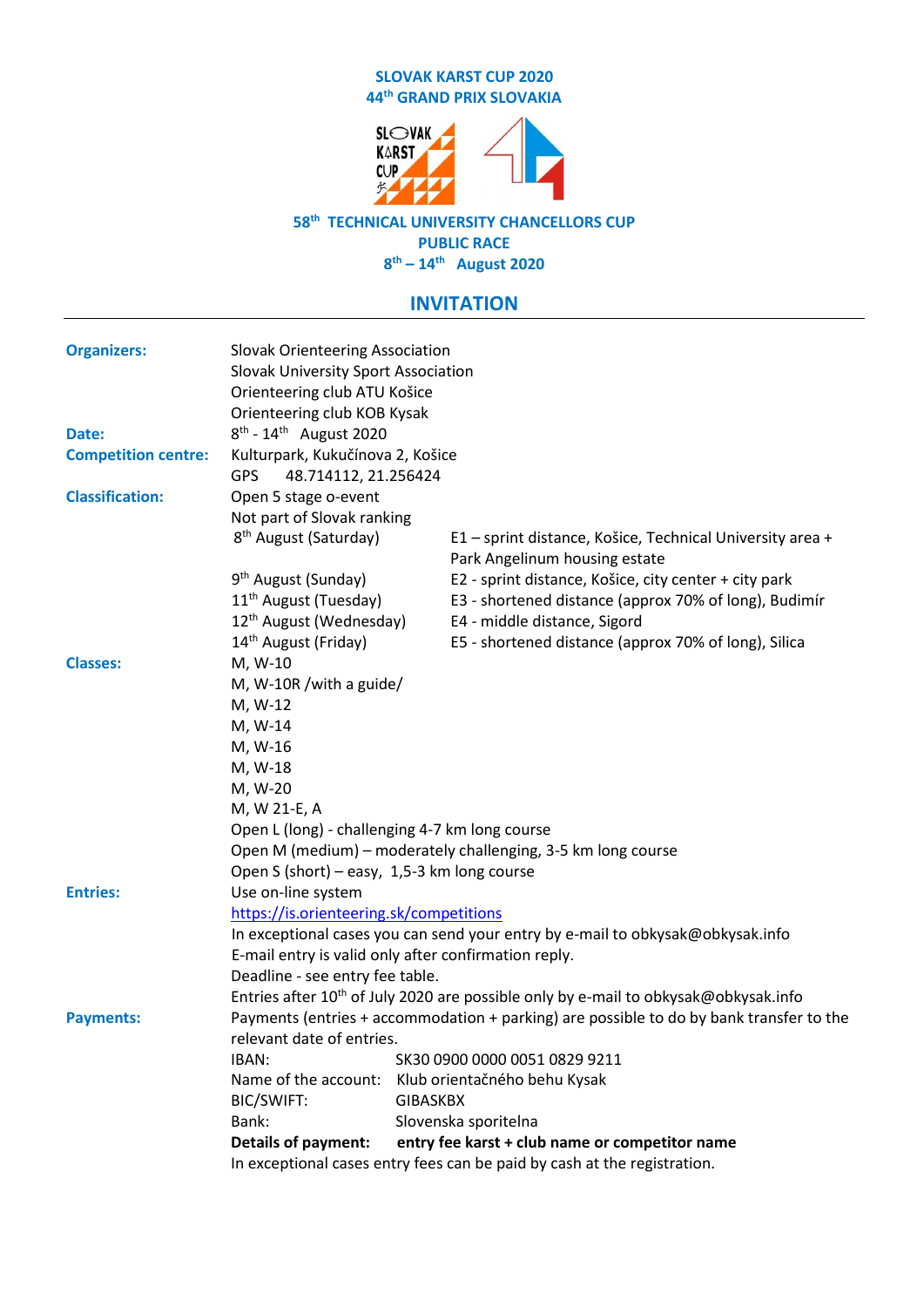**SLOVAK KARST CUP 2020**

**44th GRAND PRIX SLOVAKIA**

**58th TECHNICAL UNIVERSITY CHANCELLORS CUP**

**PUBLIC RACE**

**8th – 14th August 2020**

## INVITATION

---

**Organizers:** Slovak Orienteering Association
Slovak University Sport Association
Orienteering club ATU Košice
Orienteering club KOB Kysak

**Date:** 8th - 14th August 2020

**Competition centre:** Kulturpark, Kukučínova 2, Košice
GPS 48.714112, 21.256424

**Classification:** Open 5 stage o-event
Not part of Slovak ranking

| | |
|---|---|
| 8th August (Saturday) | E1 – sprint distance, Košice, Technical University area + Park Angelinum housing estate |
| 9th August (Sunday) | E2 - sprint distance, Košice, city center + city park |
| 11th August (Tuesday) | E3 - shortened distance (approx 70% of long), Budimír |
| 12th August (Wednesday) | E4 - middle distance, Sigord |
| 14th August (Friday) | E5 - shortened distance (approx 70% of long), Silica |

**Classes:** M, W-10
M, W-10R /with a guide/
M, W-12
M, W-14
M, W-16
M, W-18
M, W-20
M, W 21-E, A
Open L (long) - challenging 4-7 km long course
Open M (medium) – moderately challenging, 3-5 km long course
Open S (short) – easy, 1,5-3 km long course

**Entries:** Use on-line system
https://is.orienteering.sk/competitions
In exceptional cases you can send your entry by e-mail to obkysak@obkysak.info
E-mail entry is valid only after confirmation reply.
Deadline - see entry fee table.
Entries after 10th of July 2020 are possible only by e-mail to obkysak@obkysak.info

**Payments:** Payments (entries + accommodation + parking) are possible to do by bank transfer to the relevant date of entries.

| | |
|---|---|
| IBAN: | SK30 0900 0000 0051 0829 9211 |
| Name of the account: | Klub orientačného behu Kysak |
| BIC/SWIFT: | GIBASKBX |
| Bank: | Slovenska sporitelna |
| **Details of payment:** | **entry fee karst + club name or competitor name** |

In exceptional cases entry fees can be paid by cash at the registration.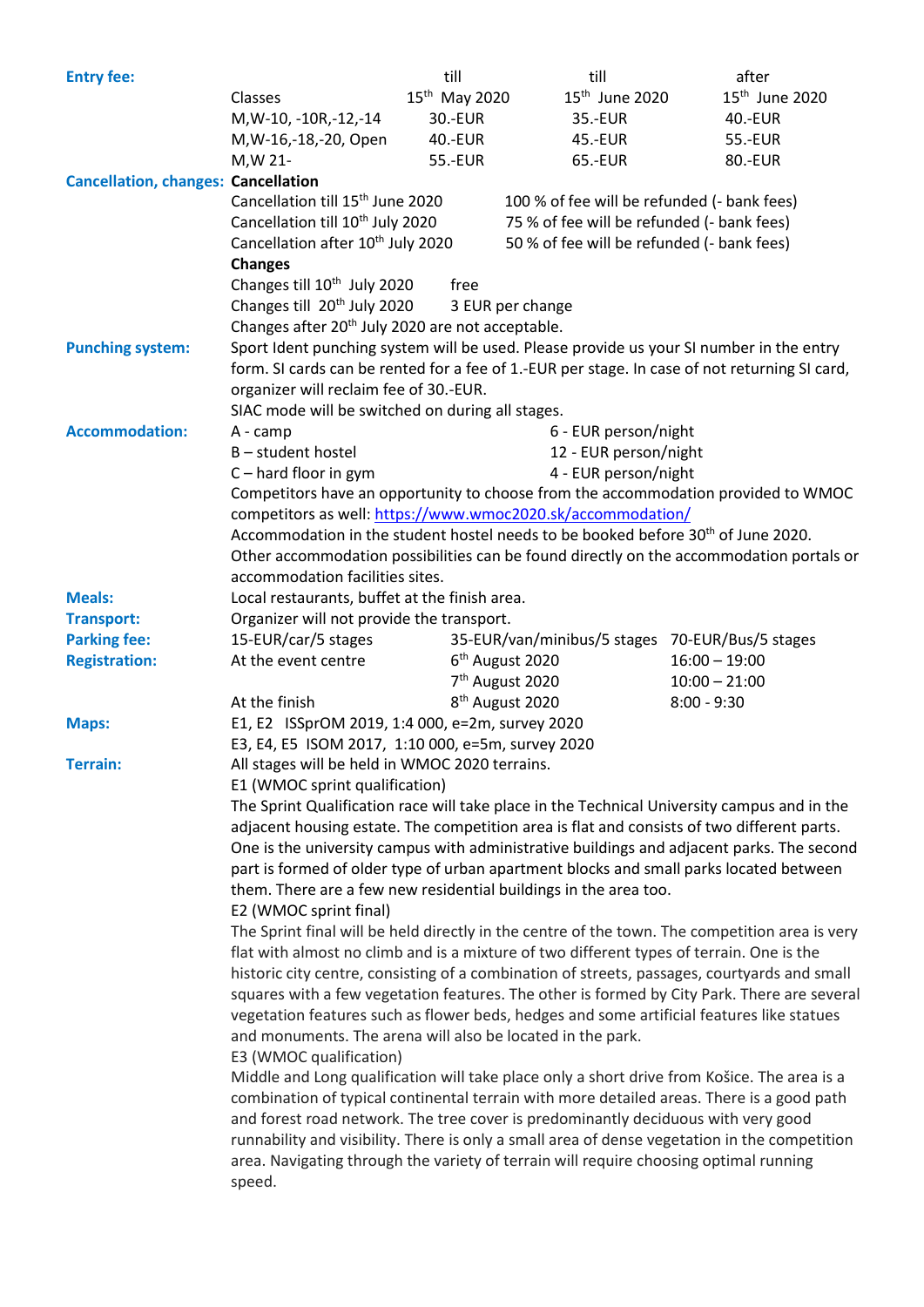**Entry fee:**

| Classes | till 15th May 2020 | till 15th June 2020 | after 15th June 2020 |
|---|---|---|---|
| M,W-10, -10R,-12,-14 | 30.-EUR | 35.-EUR | 40.-EUR |
| M,W-16,-18,-20, Open | 40.-EUR | 45.-EUR | 55.-EUR |
| M,W 21- | 55.-EUR | 65.-EUR | 80.-EUR |

**Cancellation, changes:**

**Cancellation**

| | |
|---|---|
| Cancellation till 15th June 2020 | 100 % of fee will be refunded (- bank fees) |
| Cancellation till 10th July 2020 | 75 % of fee will be refunded (- bank fees) |
| Cancellation after 10th July 2020 | 50 % of fee will be refunded (- bank fees) |

**Changes**

| | |
|---|---|
| Changes till 10th July 2020 | free |
| Changes till 20th July 2020 | 3 EUR per change |

Changes after 20th July 2020 are not acceptable.

**Punching system:** Sport Ident punching system will be used. Please provide us your SI number in the entry form. SI cards can be rented for a fee of 1.-EUR per stage. In case of not returning SI card, organizer will reclaim fee of 30.-EUR.
SIAC mode will be switched on during all stages.

**Accommodation:**

| | |
|---|---|
| A - camp | 6 - EUR person/night |
| B – student hostel | 12 - EUR person/night |
| C – hard floor in gym | 4 - EUR person/night |

Competitors have an opportunity to choose from the accommodation provided to WMOC competitors as well: https://www.wmoc2020.sk/accommodation/
Accommodation in the student hostel needs to be booked before 30th of June 2020.
Other accommodation possibilities can be found directly on the accommodation portals or accommodation facilities sites.

**Meals:** Local restaurants, buffet at the finish area.

**Transport:** Organizer will not provide the transport.

**Parking fee:** 15-EUR/car/5 stages 35-EUR/van/minibus/5 stages 70-EUR/Bus/5 stages

**Registration:**

| | | |
|---|---|---|
| At the event centre | 6th August 2020 | 16:00 – 19:00 |
| | 7th August 2020 | 10:00 – 21:00 |
| At the finish | 8th August 2020 | 8:00 - 9:30 |

**Maps:** E1, E2 ISSprOM 2019, 1:4 000, e=2m, survey 2020
E3, E4, E5 ISOM 2017, 1:10 000, e=5m, survey 2020

**Terrain:** All stages will be held in WMOC 2020 terrains.

E1 (WMOC sprint qualification)
The Sprint Qualification race will take place in the Technical University campus and in the adjacent housing estate. The competition area is flat and consists of two different parts. One is the university campus with administrative buildings and adjacent parks. The second part is formed of older type of urban apartment blocks and small parks located between them. There are a few new residential buildings in the area too.

E2 (WMOC sprint final)
The Sprint final will be held directly in the centre of the town. The competition area is very flat with almost no climb and is a mixture of two different types of terrain. One is the historic city centre, consisting of a combination of streets, passages, courtyards and small squares with a few vegetation features. The other is formed by City Park. There are several vegetation features such as flower beds, hedges and some artificial features like statues and monuments. The arena will also be located in the park.

E3 (WMOC qualification)
Middle and Long qualification will take place only a short drive from Košice. The area is a combination of typical continental terrain with more detailed areas. There is a good path and forest road network. The tree cover is predominantly deciduous with very good runnability and visibility. There is only a small area of dense vegetation in the competition area. Navigating through the variety of terrain will require choosing optimal running speed.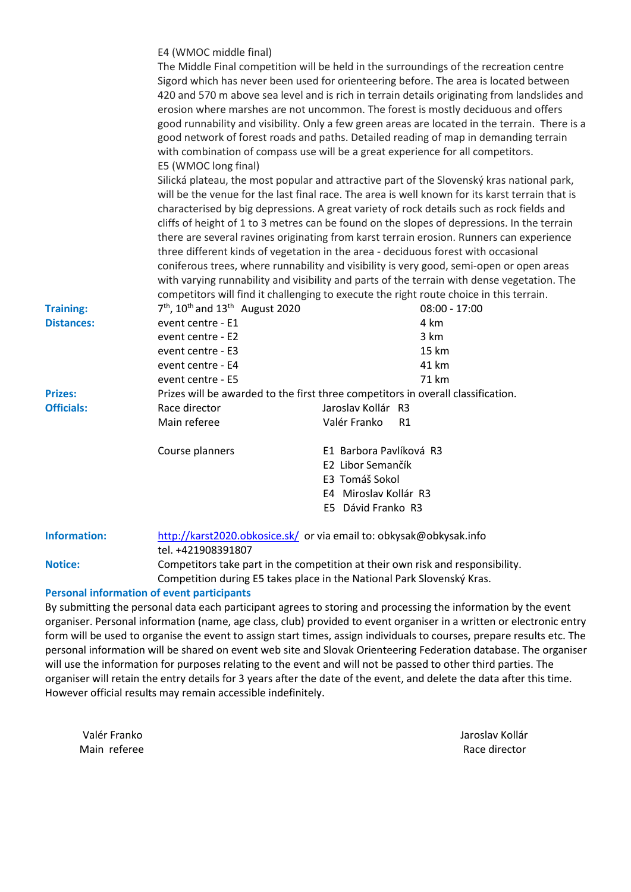E4 (WMOC middle final)

The Middle Final competition will be held in the surroundings of the recreation centre Sigord which has never been used for orienteering before. The area is located between 420 and 570 m above sea level and is rich in terrain details originating from landslides and erosion where marshes are not uncommon. The forest is mostly deciduous and offers good runnability and visibility. Only a few green areas are located in the terrain. There is a good network of forest roads and paths. Detailed reading of map in demanding terrain with combination of compass use will be a great experience for all competitors.

E5 (WMOC long final)

Silická plateau, the most popular and attractive part of the Slovenský kras national park, will be the venue for the last final race. The area is well known for its karst terrain that is characterised by big depressions. A great variety of rock details such as rock fields and cliffs of height of 1 to 3 metres can be found on the slopes of depressions. In the terrain there are several ravines originating from karst terrain erosion. Runners can experience three different kinds of vegetation in the area - deciduous forest with occasional coniferous trees, where runnability and visibility is very good, semi-open or open areas with varying runnability and visibility and parts of the terrain with dense vegetation. The competitors will find it challenging to execute the right route choice in this terrain.

**Training:** 7th, 10th and 13th August 2020 — 08:00 - 17:00

**Distances:**

| | |
|---|---|
| event centre - E1 | 4 km |
| event centre - E2 | 3 km |
| event centre - E3 | 15 km |
| event centre - E4 | 41 km |
| event centre - E5 | 71 km |

**Prizes:** Prizes will be awarded to the first three competitors in overall classification.

**Officials:**

| | |
|---|---|
| Race director | Jaroslav Kollár R3 |
| Main referee | Valér Franko R1 |
| Course planners | E1 Barbora Pavlíková R3 |
| | E2 Libor Semančík |
| | E3 Tomáš Sokol |
| | E4 Miroslav Kollár R3 |
| | E5 Dávid Franko R3 |

**Information:** http://karst2020.obkosice.sk/ or via email to: obkysak@obkysak.info
tel. +421908391807

**Notice:** Competitors take part in the competition at their own risk and responsibility.
Competition during E5 takes place in the National Park Slovenský Kras.

**Personal information of event participants**

By submitting the personal data each participant agrees to storing and processing the information by the event organiser. Personal information (name, age class, club) provided to event organiser in a written or electronic entry form will be used to organise the event to assign start times, assign individuals to courses, prepare results etc. The personal information will be shared on event web site and Slovak Orienteering Federation database. The organiser will use the information for purposes relating to the event and will not be passed to other third parties. The organiser will retain the entry details for 3 years after the date of the event, and delete the data after this time. However official results may remain accessible indefinitely.

Valér Franko
Main referee

Jaroslav Kollár
Race director